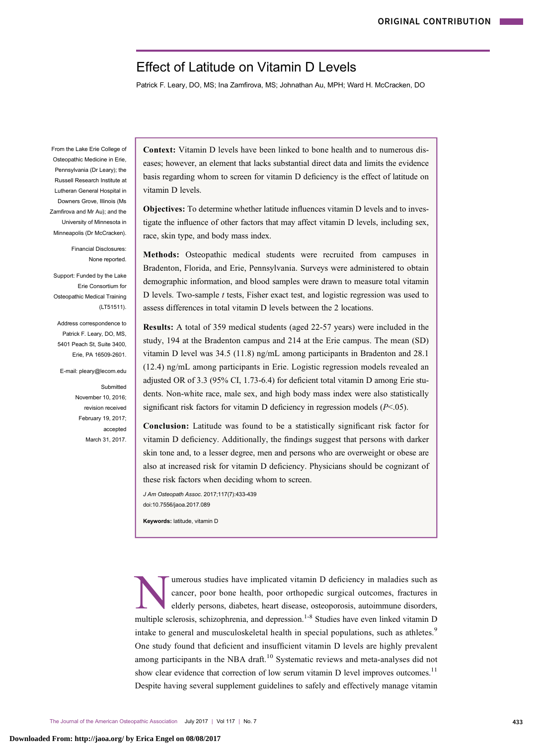ORIGINAL CONTRIBUTION

# Effect of Latitude on Vitamin D Levels

Patrick F. Leary, DO, MS; Ina Zamfirova, MS; Johnathan Au, MPH; Ward H. McCracken, DO

From the Lake Erie College of Osteopathic Medicine in Erie, Pennsylvania (Dr Leary); the Russell Research Institute at Lutheran General Hospital in Downers Grove, Illinois (Ms Zamfirova and Mr Au); and the University of Minnesota in Minneapolis (Dr McCracken).

Financial Disclosures: None reported.

Support: Funded by the Lake Erie Consortium for Osteopathic Medical Training (LT51511).

Address correspondence to Patrick F. Leary, DO, MS, 5401 Peach St, Suite 3400, Erie, PA 16509-2601.

E-mail: pleary@lecom.edu

Submitted November 10, 2016; revision received February 19, 2017; accepted March 31, 2017.

**Context:** Vitamin D levels have been linked to bone health and to numerous diseases; however, an element that lacks substantial direct data and limits the evidence basis regarding whom to screen for vitamin D deficiency is the effect of latitude on vitamin D levels.

**Objectives:** To determine whether latitude influences vitamin D levels and to investigate the influence of other factors that may affect vitamin D levels, including sex, race, skin type, and body mass index.

**Methods:** Osteopathic medical students were recruited from campuses in Bradenton, Florida, and Erie, Pennsylvania. Surveys were administered to obtain demographic information, and blood samples were drawn to measure total vitamin D levels. Two-sample *t* tests, Fisher exact test, and logistic regression was used to assess differences in total vitamin D levels between the 2 locations.

**Results:** A total of 359 medical students (aged 22-57 years) were included in the study, 194 at the Bradenton campus and 214 at the Erie campus. The mean (SD) vitamin D level was 34.5 (11.8) ng/mL among participants in Bradenton and 28.1 (12.4) ng/mL among participants in Erie. Logistic regression models revealed an adjusted OR of 3.3 (95% CI, 1.73-6.4) for deficient total vitamin D among Erie students. Non-white race, male sex, and high body mass index were also statistically significant risk factors for vitamin D deficiency in regression models ($P<.05$).

**Conclusion:** Latitude was found to be a statistically significant risk factor for vitamin D deficiency. Additionally, the findings suggest that persons with darker skin tone and, to a lesser degree, men and persons who are overweight or obese are also at increased risk for vitamin D deficiency. Physicians should be cognizant of these risk factors when deciding whom to screen.

*J Am Osteopath Assoc.* 2017;117(7):433-439
doi:10.7556/jaoa.2017.089

**Keywords:** latitude, vitamin D

Numerous studies have implicated vitamin D deficiency in maladies such as cancer, poor bone health, poor orthopedic surgical outcomes, fractures in elderly persons, diabetes, heart disease, osteoporosis, autoimmune disorders, multiple sclerosis, schizophrenia, and depression.[1-8] Studies have even linked vitamin D intake to general and musculoskeletal health in special populations, such as athletes.[9] One study found that deficient and insufficient vitamin D levels are highly prevalent among participants in the NBA draft.[10] Systematic reviews and meta-analyses did not show clear evidence that correction of low serum vitamin D level improves outcomes.[11] Despite having several supplement guidelines to safely and effectively manage vitamin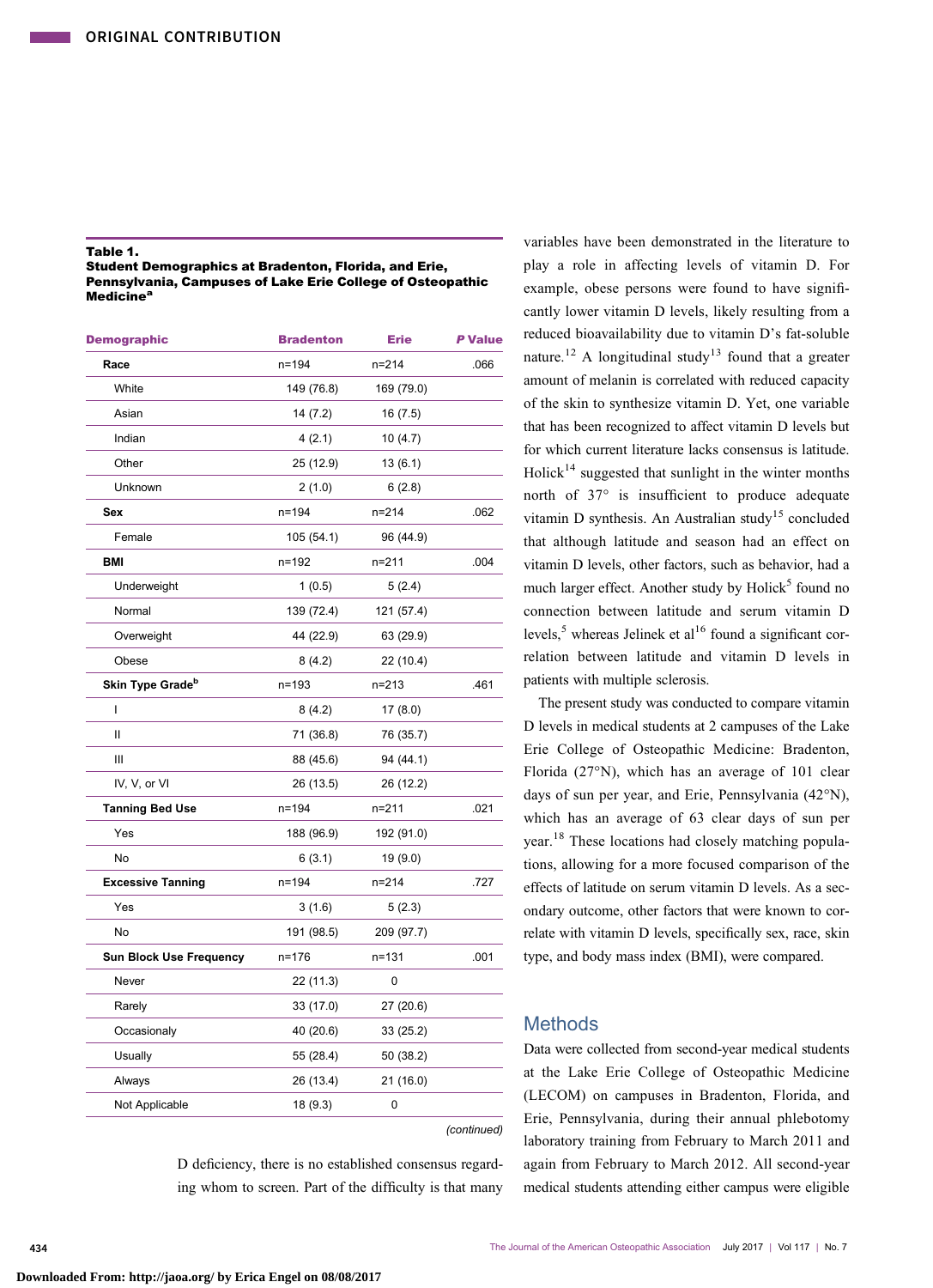D deficiency, there is no established consensus regarding whom to screen. Part of the difficulty is that many variables have been demonstrated in the literature to play a role in affecting levels of vitamin D. For example, obese persons were found to have significantly lower vitamin D levels, likely resulting from a reduced bioavailability due to vitamin D's fat-soluble nature.[12] A longitudinal study[13] found that a greater amount of melanin is correlated with reduced capacity of the skin to synthesize vitamin D. Yet, one variable that has been recognized to affect vitamin D levels but for which current literature lacks consensus is latitude. Holick[14] suggested that sunlight in the winter months north of 37° is insufficient to produce adequate vitamin D synthesis. An Australian study[15] concluded that although latitude and season had an effect on vitamin D levels, other factors, such as behavior, had a much larger effect. Another study by Holick[5] found no connection between latitude and serum vitamin D levels,[5] whereas Jelinek et al[16] found a significant correlation between latitude and vitamin D levels in patients with multiple sclerosis.

The present study was conducted to compare vitamin D levels in medical students at 2 campuses of the Lake Erie College of Osteopathic Medicine: Bradenton, Florida (27°N), which has an average of 101 clear days of sun per year, and Erie, Pennsylvania (42°N), which has an average of 63 clear days of sun per year.[18] These locations had closely matching populations, allowing for a more focused comparison of the effects of latitude on serum vitamin D levels. As a secondary outcome, other factors that were known to correlate with vitamin D levels, specifically sex, race, skin type, and body mass index (BMI), were compared.

**Table 1.**
**Student Demographics at Bradenton, Florida, and Erie, Pennsylvania, Campuses of Lake Erie College of Osteopathic Medicine[a]**

| Demographic | Bradenton | Erie | *P* Value |
|---|---|---|---|
| **Race** | n=194 | n=214 | .066 |
| White | 149 (76.8) | 169 (79.0) | |
| Asian | 14 (7.2) | 16 (7.5) | |
| Indian | 4 (2.1) | 10 (4.7) | |
| Other | 25 (12.9) | 13 (6.1) | |
| Unknown | 2 (1.0) | 6 (2.8) | |
| **Sex** | n=194 | n=214 | .062 |
| Female | 105 (54.1) | 96 (44.9) | |
| **BMI** | n=192 | n=211 | .004 |
| Underweight | 1 (0.5) | 5 (2.4) | |
| Normal | 139 (72.4) | 121 (57.4) | |
| Overweight | 44 (22.9) | 63 (29.9) | |
| Obese | 8 (4.2) | 22 (10.4) | |
| **Skin Type Grade[b]** | n=193 | n=213 | .461 |
| I | 8 (4.2) | 17 (8.0) | |
| II | 71 (36.8) | 76 (35.7) | |
| III | 88 (45.6) | 94 (44.1) | |
| IV, V, or VI | 26 (13.5) | 26 (12.2) | |
| **Tanning Bed Use** | n=194 | n=211 | .021 |
| Yes | 188 (96.9) | 192 (91.0) | |
| No | 6 (3.1) | 19 (9.0) | |
| **Excessive Tanning** | n=194 | n=214 | .727 |
| Yes | 3 (1.6) | 5 (2.3) | |
| No | 191 (98.5) | 209 (97.7) | |
| **Sun Block Use Frequency** | n=176 | n=131 | .001 |
| Never | 22 (11.3) | 0 | |
| Rarely | 33 (17.0) | 27 (20.6) | |
| Occasionaly | 40 (20.6) | 33 (25.2) | |
| Usually | 55 (28.4) | 50 (38.2) | |
| Always | 26 (13.4) | 21 (16.0) | |
| Not Applicable | 18 (9.3) | 0 | |

*(continued)*

## Methods

Data were collected from second-year medical students at the Lake Erie College of Osteopathic Medicine (LECOM) on campuses in Bradenton, Florida, and Erie, Pennsylvania, during their annual phlebotomy laboratory training from February to March 2011 and again from February to March 2012. All second-year medical students attending either campus were eligible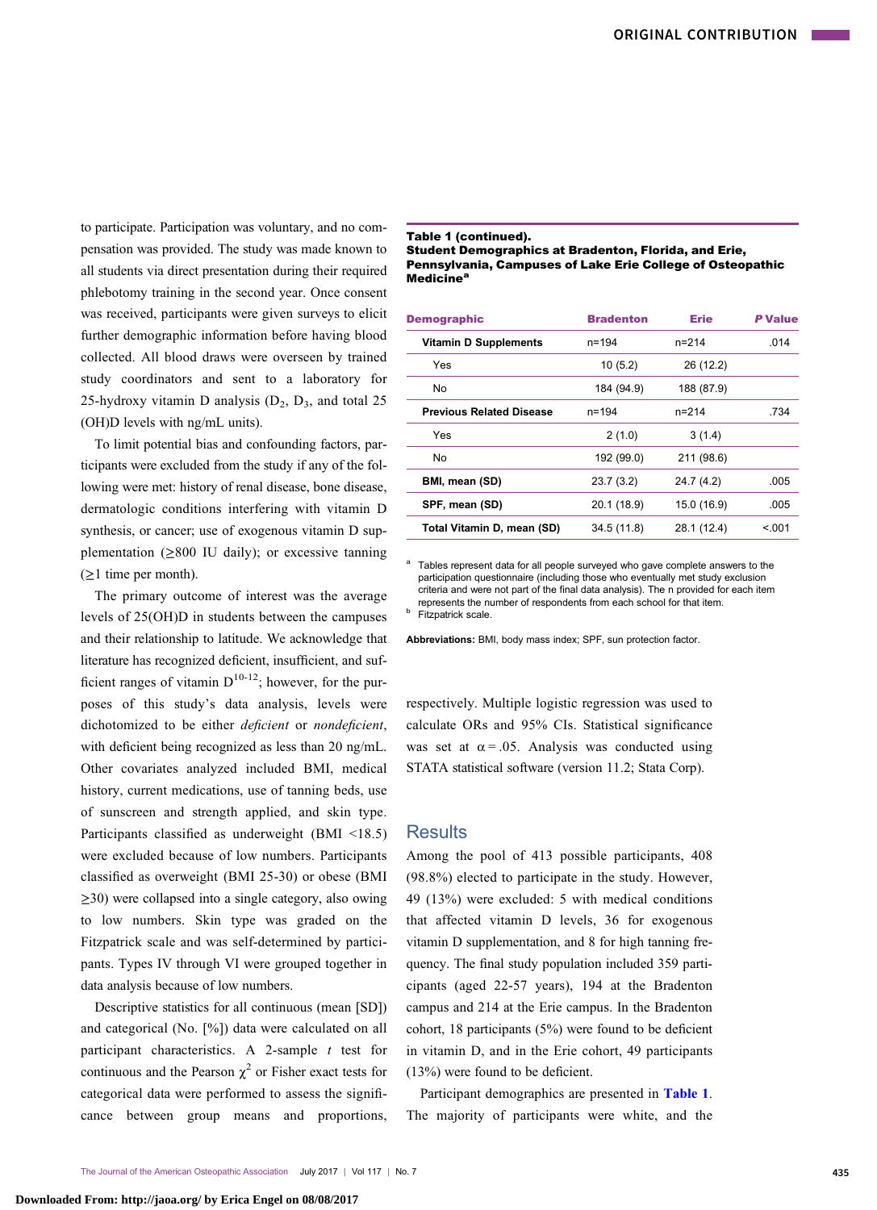to participate. Participation was voluntary, and no compensation was provided. The study was made known to all students via direct presentation during their required phlebotomy training in the second year. Once consent was received, participants were given surveys to elicit further demographic information before having blood collected. All blood draws were overseen by trained study coordinators and sent to a laboratory for 25-hydroxy vitamin D analysis ($D_2$, $D_3$, and total 25 (OH)D levels with ng/mL units).

To limit potential bias and confounding factors, participants were excluded from the study if any of the following were met: history of renal disease, bone disease, dermatologic conditions interfering with vitamin D synthesis, or cancer; use of exogenous vitamin D supplementation (≥800 IU daily); or excessive tanning (≥1 time per month).

The primary outcome of interest was the average levels of 25(OH)D in students between the campuses and their relationship to latitude. We acknowledge that literature has recognized deficient, insufficient, and sufficient ranges of vitamin D[10-12]; however, for the purposes of this study's data analysis, levels were dichotomized to be either *deficient* or *nondeficient*, with deficient being recognized as less than 20 ng/mL. Other covariates analyzed included BMI, medical history, current medications, use of tanning beds, use of sunscreen and strength applied, and skin type. Participants classified as underweight (BMI <18.5) were excluded because of low numbers. Participants classified as overweight (BMI 25-30) or obese (BMI ≥30) were collapsed into a single category, also owing to low numbers. Skin type was graded on the Fitzpatrick scale and was self-determined by participants. Types IV through VI were grouped together in data analysis because of low numbers.

Descriptive statistics for all continuous (mean [SD]) and categorical (No. [%]) data were calculated on all participant characteristics. A 2-sample *t* test for continuous and the Pearson $\chi^2$ or Fisher exact tests for categorical data were performed to assess the significance between group means and proportions, respectively. Multiple logistic regression was used to calculate ORs and 95% CIs. Statistical significance was set at $\alpha = .05$. Analysis was conducted using STATA statistical software (version 11.2; Stata Corp).

**Table 1 (continued).**
**Student Demographics at Bradenton, Florida, and Erie, Pennsylvania, Campuses of Lake Erie College of Osteopathic Medicine[a]**

| Demographic | Bradenton | Erie | *P* Value |
|---|---|---|---|
| **Vitamin D Supplements** | n=194 | n=214 | .014 |
| Yes | 10 (5.2) | 26 (12.2) | |
| No | 184 (94.9) | 188 (87.9) | |
| **Previous Related Disease** | n=194 | n=214 | .734 |
| Yes | 2 (1.0) | 3 (1.4) | |
| No | 192 (99.0) | 211 (98.6) | |
| **BMI, mean (SD)** | 23.7 (3.2) | 24.7 (4.2) | .005 |
| **SPF, mean (SD)** | 20.1 (18.9) | 15.0 (16.9) | .005 |
| **Total Vitamin D, mean (SD)** | 34.5 (11.8) | 28.1 (12.4) | <.001 |

[a] Tables represent data for all people surveyed who gave complete answers to the participation questionnaire (including those who eventually met study exclusion criteria and were not part of the final data analysis). The n provided for each item represents the number of respondents from each school for that item.
[b] Fitzpatrick scale.

**Abbreviations:** BMI, body mass index; SPF, sun protection factor.

## Results

Among the pool of 413 possible participants, 408 (98.8%) elected to participate in the study. However, 49 (13%) were excluded: 5 with medical conditions that affected vitamin D levels, 36 for exogenous vitamin D supplementation, and 8 for high tanning frequency. The final study population included 359 participants (aged 22-57 years), 194 at the Bradenton campus and 214 at the Erie campus. In the Bradenton cohort, 18 participants (5%) were found to be deficient in vitamin D, and in the Erie cohort, 49 participants (13%) were found to be deficient.

Participant demographics are presented in **Table 1**. The majority of participants were white, and the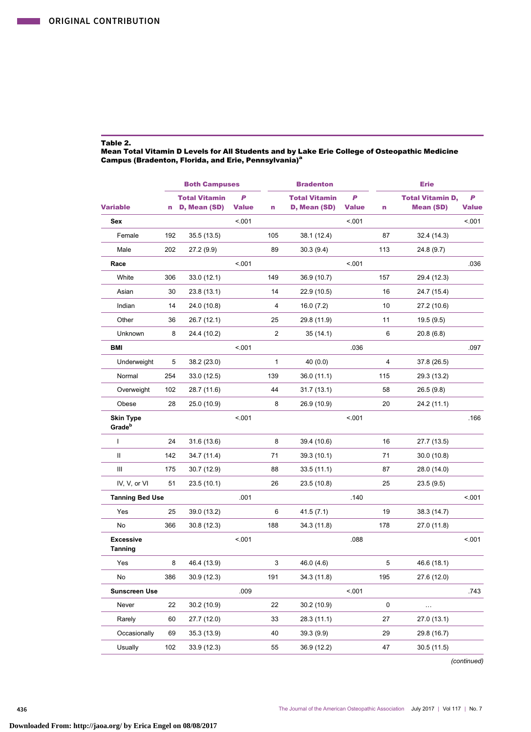**Table 2.**
**Mean Total Vitamin D Levels for All Students and by Lake Erie College of Osteopathic Medicine Campus (Bradenton, Florida, and Erie, Pennsylvania)[a]**

| | Both Campuses | | | Bradenton | | | Erie | | |
|---|---|---|---|---|---|---|---|---|---|
| **Variable** | **n** | **Total Vitamin D, Mean (SD)** | ***P* Value** | **n** | **Total Vitamin D, Mean (SD)** | ***P* Value** | **n** | **Total Vitamin D, Mean (SD)** | ***P* Value** |
| **Sex** | | | <.001 | | | <.001 | | | <.001 |
| Female | 192 | 35.5 (13.5) | | 105 | 38.1 (12.4) | | 87 | 32.4 (14.3) | |
| Male | 202 | 27.2 (9.9) | | 89 | 30.3 (9.4) | | 113 | 24.8 (9.7) | |
| **Race** | | | <.001 | | | <.001 | | | .036 |
| White | 306 | 33.0 (12.1) | | 149 | 36.9 (10.7) | | 157 | 29.4 (12.3) | |
| Asian | 30 | 23.8 (13.1) | | 14 | 22.9 (10.5) | | 16 | 24.7 (15.4) | |
| Indian | 14 | 24.0 (10.8) | | 4 | 16.0 (7.2) | | 10 | 27.2 (10.6) | |
| Other | 36 | 26.7 (12.1) | | 25 | 29.8 (11.9) | | 11 | 19.5 (9.5) | |
| Unknown | 8 | 24.4 (10.2) | | 2 | 35 (14.1) | | 6 | 20.8 (6.8) | |
| **BMI** | | | <.001 | | | .036 | | | .097 |
| Underweight | 5 | 38.2 (23.0) | | 1 | 40 (0.0) | | 4 | 37.8 (26.5) | |
| Normal | 254 | 33.0 (12.5) | | 139 | 36.0 (11.1) | | 115 | 29.3 (13.2) | |
| Overweight | 102 | 28.7 (11.6) | | 44 | 31.7 (13.1) | | 58 | 26.5 (9.8) | |
| Obese | 28 | 25.0 (10.9) | | 8 | 26.9 (10.9) | | 20 | 24.2 (11.1) | |
| **Skin Type Grade[b]** | | | <.001 | | | <.001 | | | .166 |
| I | 24 | 31.6 (13.6) | | 8 | 39.4 (10.6) | | 16 | 27.7 (13.5) | |
| II | 142 | 34.7 (11.4) | | 71 | 39.3 (10.1) | | 71 | 30.0 (10.8) | |
| III | 175 | 30.7 (12.9) | | 88 | 33.5 (11.1) | | 87 | 28.0 (14.0) | |
| IV, V, or VI | 51 | 23.5 (10.1) | | 26 | 23.5 (10.8) | | 25 | 23.5 (9.5) | |
| **Tanning Bed Use** | | | .001 | | | .140 | | | <.001 |
| Yes | 25 | 39.0 (13.2) | | 6 | 41.5 (7.1) | | 19 | 38.3 (14.7) | |
| No | 366 | 30.8 (12.3) | | 188 | 34.3 (11.8) | | 178 | 27.0 (11.8) | |
| **Excessive Tanning** | | | <.001 | | | .088 | | | <.001 |
| Yes | 8 | 46.4 (13.9) | | 3 | 46.0 (4.6) | | 5 | 46.6 (18.1) | |
| No | 386 | 30.9 (12.3) | | 191 | 34.3 (11.8) | | 195 | 27.6 (12.0) | |
| **Sunscreen Use** | | | .009 | | | <.001 | | | .743 |
| Never | 22 | 30.2 (10.9) | | 22 | 30.2 (10.9) | | 0 | … | |
| Rarely | 60 | 27.7 (12.0) | | 33 | 28.3 (11.1) | | 27 | 27.0 (13.1) | |
| Occasionally | 69 | 35.3 (13.9) | | 40 | 39.3 (9.9) | | 29 | 29.8 (16.7) | |
| Usually | 102 | 33.9 (12.3) | | 55 | 36.9 (12.2) | | 47 | 30.5 (11.5) | |

*(continued)*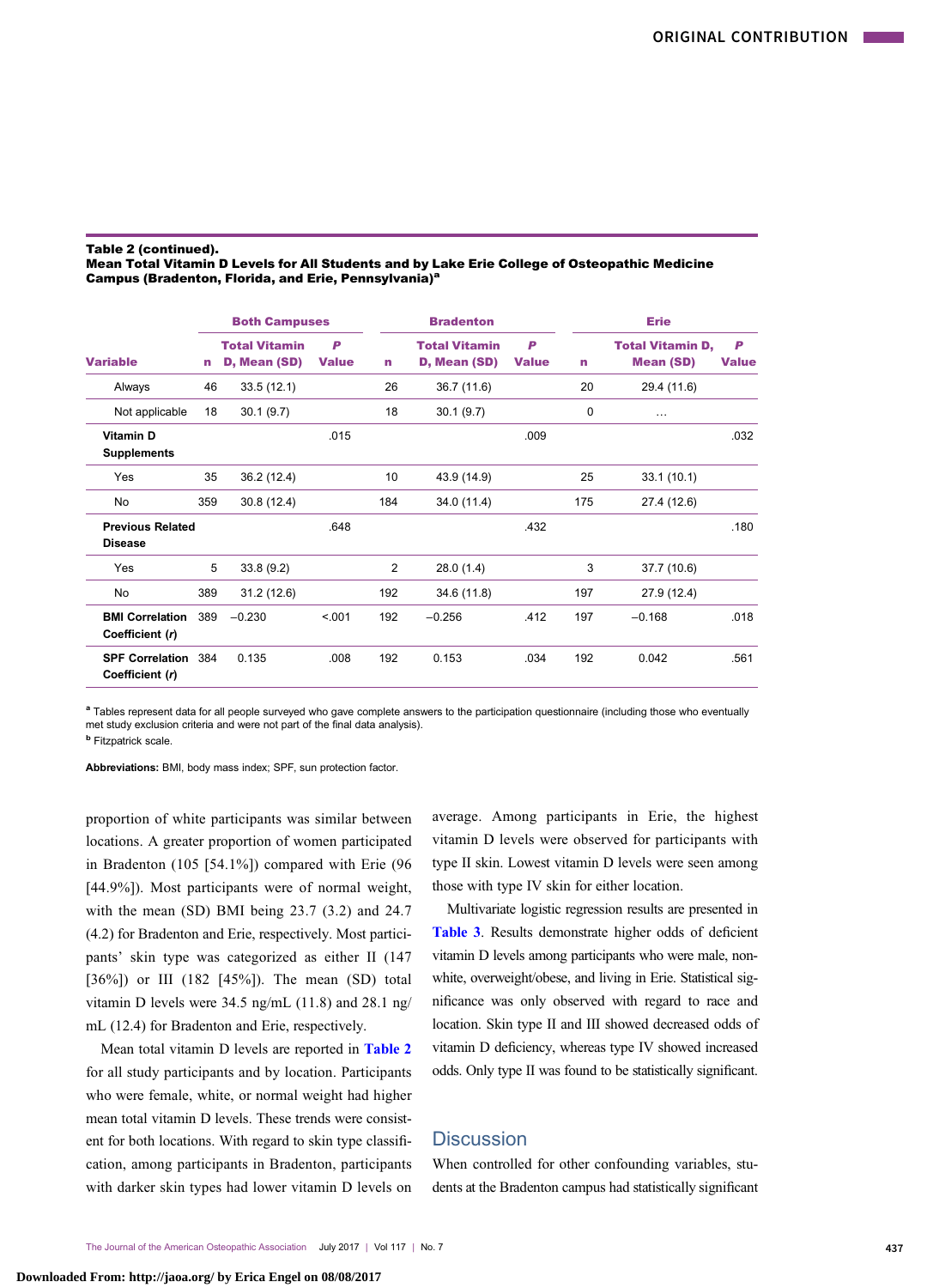**Table 2 (continued).**
**Mean Total Vitamin D Levels for All Students and by Lake Erie College of Osteopathic Medicine Campus (Bradenton, Florida, and Erie, Pennsylvania)[a]**

| | Both Campuses | | | Bradenton | | | Erie | | |
|---|---|---|---|---|---|---|---|---|---|
| **Variable** | **n** | **Total Vitamin D, Mean (SD)** | ***P* Value** | **n** | **Total Vitamin D, Mean (SD)** | ***P* Value** | **n** | **Total Vitamin D, Mean (SD)** | ***P* Value** |
| Always | 46 | 33.5 (12.1) | | 26 | 36.7 (11.6) | | 20 | 29.4 (11.6) | |
| Not applicable | 18 | 30.1 (9.7) | | 18 | 30.1 (9.7) | | 0 | … | |
| **Vitamin D Supplements** | | | .015 | | | .009 | | | .032 |
| Yes | 35 | 36.2 (12.4) | | 10 | 43.9 (14.9) | | 25 | 33.1 (10.1) | |
| No | 359 | 30.8 (12.4) | | 184 | 34.0 (11.4) | | 175 | 27.4 (12.6) | |
| **Previous Related Disease** | | | .648 | | | .432 | | | .180 |
| Yes | 5 | 33.8 (9.2) | | 2 | 28.0 (1.4) | | 3 | 37.7 (10.6) | |
| No | 389 | 31.2 (12.6) | | 192 | 34.6 (11.8) | | 197 | 27.9 (12.4) | |
| **BMI Correlation Coefficient (*r*)** | 389 | −0.230 | <.001 | 192 | −0.256 | .412 | 197 | −0.168 | .018 |
| **SPF Correlation Coefficient (*r*)** | 384 | 0.135 | .008 | 192 | 0.153 | .034 | 192 | 0.042 | .561 |

[a] Tables represent data for all people surveyed who gave complete answers to the participation questionnaire (including those who eventually met study exclusion criteria and were not part of the final data analysis).
[b] Fitzpatrick scale.

**Abbreviations:** BMI, body mass index; SPF, sun protection factor.

proportion of white participants was similar between locations. A greater proportion of women participated in Bradenton (105 [54.1%]) compared with Erie (96 [44.9%]). Most participants were of normal weight, with the mean (SD) BMI being 23.7 (3.2) and 24.7 (4.2) for Bradenton and Erie, respectively. Most participants' skin type was categorized as either II (147 [36%]) or III (182 [45%]). The mean (SD) total vitamin D levels were 34.5 ng/mL (11.8) and 28.1 ng/mL (12.4) for Bradenton and Erie, respectively.

Mean total vitamin D levels are reported in Table 2 for all study participants and by location. Participants who were female, white, or normal weight had higher mean total vitamin D levels. These trends were consistent for both locations. With regard to skin type classification, among participants in Bradenton, participants with darker skin types had lower vitamin D levels on average. Among participants in Erie, the highest vitamin D levels were observed for participants with type II skin. Lowest vitamin D levels were seen among those with type IV skin for either location.

Multivariate logistic regression results are presented in Table 3. Results demonstrate higher odds of deficient vitamin D levels among participants who were male, nonwhite, overweight/obese, and living in Erie. Statistical significance was only observed with regard to race and location. Skin type II and III showed decreased odds of vitamin D deficiency, whereas type IV showed increased odds. Only type II was found to be statistically significant.

## Discussion

When controlled for other confounding variables, students at the Bradenton campus had statistically significant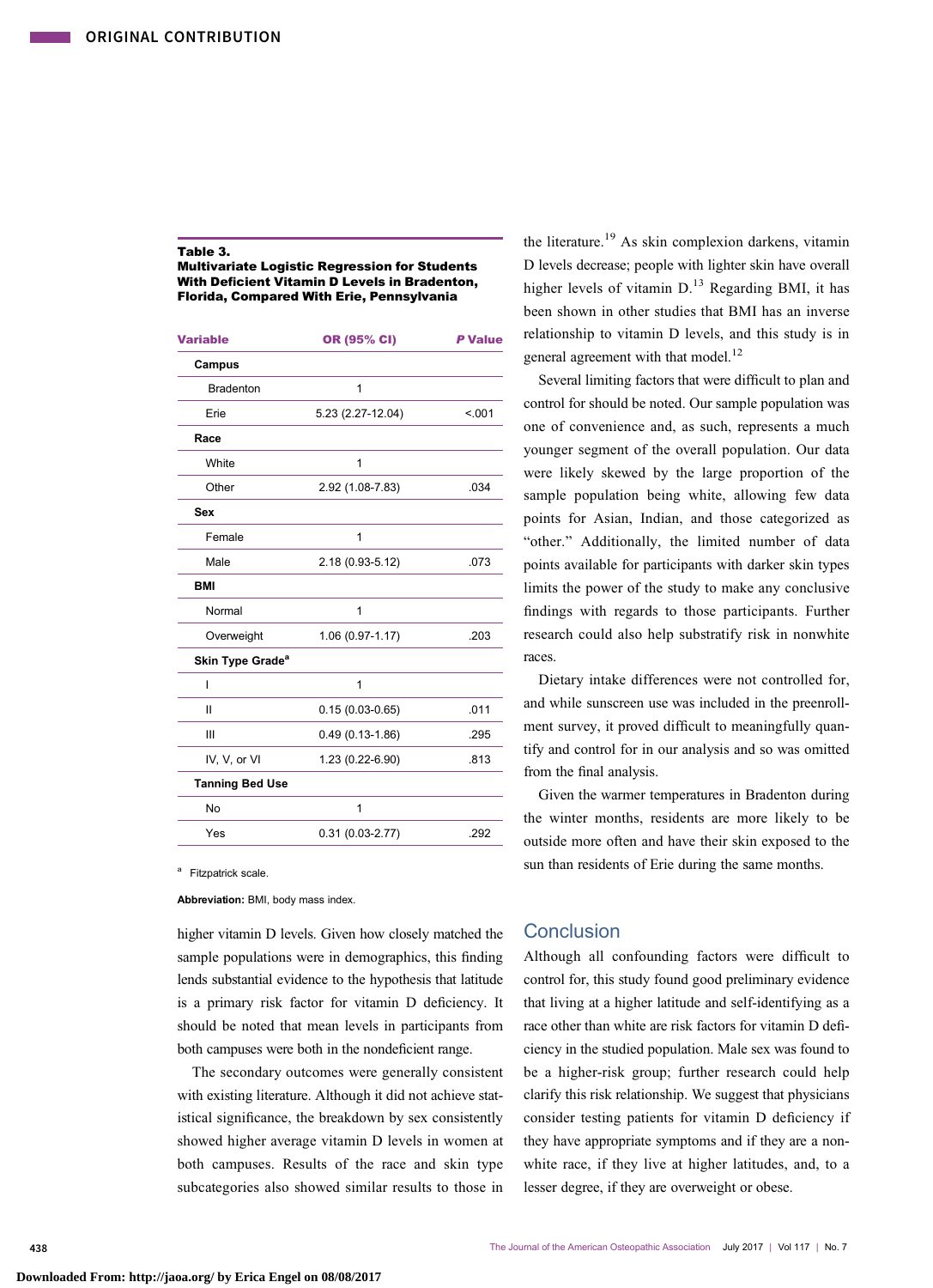**Table 3.**
**Multivariate Logistic Regression for Students With Deficient Vitamin D Levels in Bradenton, Florida, Compared With Erie, Pennsylvania**

| Variable | OR (95% CI) | *P* Value |
|---|---|---|
| **Campus** | | |
| Bradenton | 1 | |
| Erie | 5.23 (2.27-12.04) | <.001 |
| **Race** | | |
| White | 1 | |
| Other | 2.92 (1.08-7.83) | .034 |
| **Sex** | | |
| Female | 1 | |
| Male | 2.18 (0.93-5.12) | .073 |
| **BMI** | | |
| Normal | 1 | |
| Overweight | 1.06 (0.97-1.17) | .203 |
| **Skin Type Grade**[a] | | |
| I | 1 | |
| II | 0.15 (0.03-0.65) | .011 |
| III | 0.49 (0.13-1.86) | .295 |
| IV, V, or VI | 1.23 (0.22-6.90) | .813 |
| **Tanning Bed Use** | | |
| No | 1 | |
| Yes | 0.31 (0.03-2.77) | .292 |

[a] Fitzpatrick scale.

**Abbreviation:** BMI, body mass index.

higher vitamin D levels. Given how closely matched the sample populations were in demographics, this finding lends substantial evidence to the hypothesis that latitude is a primary risk factor for vitamin D deficiency. It should be noted that mean levels in participants from both campuses were both in the nondeficient range.

The secondary outcomes were generally consistent with existing literature. Although it did not achieve statistical significance, the breakdown by sex consistently showed higher average vitamin D levels in women at both campuses. Results of the race and skin type subcategories also showed similar results to those in the literature.[19] As skin complexion darkens, vitamin D levels decrease; people with lighter skin have overall higher levels of vitamin D.[13] Regarding BMI, it has been shown in other studies that BMI has an inverse relationship to vitamin D levels, and this study is in general agreement with that model.[12]

Several limiting factors that were difficult to plan and control for should be noted. Our sample population was one of convenience and, as such, represents a much younger segment of the overall population. Our data were likely skewed by the large proportion of the sample population being white, allowing few data points for Asian, Indian, and those categorized as "other." Additionally, the limited number of data points available for participants with darker skin types limits the power of the study to make any conclusive findings with regards to those participants. Further research could also help substratify risk in nonwhite races.

Dietary intake differences were not controlled for, and while sunscreen use was included in the preenrollment survey, it proved difficult to meaningfully quantify and control for in our analysis and so was omitted from the final analysis.

Given the warmer temperatures in Bradenton during the winter months, residents are more likely to be outside more often and have their skin exposed to the sun than residents of Erie during the same months.

## Conclusion

Although all confounding factors were difficult to control for, this study found good preliminary evidence that living at a higher latitude and self-identifying as a race other than white are risk factors for vitamin D deficiency in the studied population. Male sex was found to be a higher-risk group; further research could help clarify this risk relationship. We suggest that physicians consider testing patients for vitamin D deficiency if they have appropriate symptoms and if they are a nonwhite race, if they live at higher latitudes, and, to a lesser degree, if they are overweight or obese.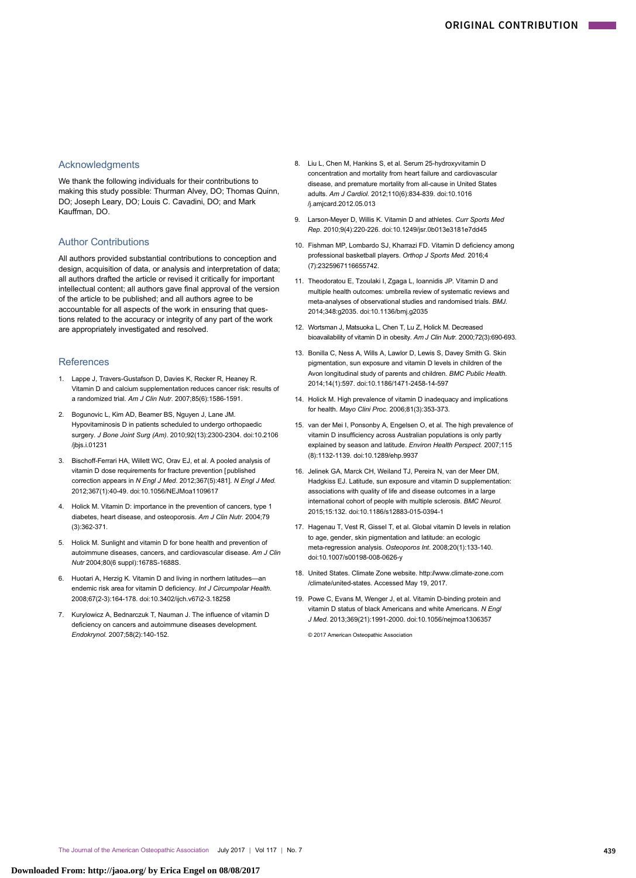## Acknowledgments

We thank the following individuals for their contributions to making this study possible: Thurman Alvey, DO; Thomas Quinn, DO; Joseph Leary, DO; Louis C. Cavadini, DO; and Mark Kauffman, DO.

## Author Contributions

All authors provided substantial contributions to conception and design, acquisition of data, or analysis and interpretation of data; all authors drafted the article or revised it critically for important intellectual content; all authors gave final approval of the version of the article to be published; and all authors agree to be accountable for all aspects of the work in ensuring that questions related to the accuracy or integrity of any part of the work are appropriately investigated and resolved.

## References

1. Lappe J, Travers-Gustafson D, Davies K, Recker R, Heaney R. Vitamin D and calcium supplementation reduces cancer risk: results of a randomized trial. *Am J Clin Nutr.* 2007;85(6):1586-1591.
2. Bogunovic L, Kim AD, Beamer BS, Nguyen J, Lane JM. Hypovitaminosis D in patients scheduled to undergo orthopaedic surgery. *J Bone Joint Surg (Am).* 2010;92(13):2300-2304. doi:10.2106/jbjs.i.01231
3. Bischoff-Ferrari HA, Willett WC, Orav EJ, et al. A pooled analysis of vitamin D dose requirements for fracture prevention [published correction appears in *N Engl J Med*. 2012;367(5):481]. *N Engl J Med.* 2012;367(1):40-49. doi:10.1056/NEJMoa1109617
4. Holick M. Vitamin D: importance in the prevention of cancers, type 1 diabetes, heart disease, and osteoporosis. *Am J Clin Nutr.* 2004;79(3):362-371.
5. Holick M. Sunlight and vitamin D for bone health and prevention of autoimmune diseases, cancers, and cardiovascular disease. *Am J Clin Nutr* 2004;80(6 suppl):1678S-1688S.
6. Huotari A, Herzig K. Vitamin D and living in northern latitudes—an endemic risk area for vitamin D deficiency. *Int J Circumpolar Health.* 2008;67(2-3):164-178. doi:10.3402/ijch.v67i2-3.18258
7. Kurylowicz A, Bednarczuk T, Nauman J. The influence of vitamin D deficiency on cancers and autoimmune diseases development. *Endokrynol.* 2007;58(2):140-152.
8. Liu L, Chen M, Hankins S, et al. Serum 25-hydroxyvitamin D concentration and mortality from heart failure and cardiovascular disease, and premature mortality from all-cause in United States adults. *Am J Cardiol.* 2012;110(6):834-839. doi:10.1016/j.amjcard.2012.05.013
9. Larson-Meyer D, Willis K. Vitamin D and athletes. *Curr Sports Med Rep.* 2010;9(4):220-226. doi:10.1249/jsr.0b013e3181e7dd45
10. Fishman MP, Lombardo SJ, Kharrazi FD. Vitamin D deficiency among professional basketball players. *Orthop J Sports Med.* 2016;4(7):2325967116655742.
11. Theodoratou E, Tzoulaki I, Zgaga L, Ioannidis JP. Vitamin D and multiple health outcomes: umbrella review of systematic reviews and meta-analyses of observational studies and randomised trials. *BMJ.* 2014;348:g2035. doi:10.1136/bmj.g2035
12. Wortsman J, Matsuoka L, Chen T, Lu Z, Holick M. Decreased bioavailability of vitamin D in obesity. *Am J Clin Nutr.* 2000;72(3):690-693.
13. Bonilla C, Ness A, Wills A, Lawlor D, Lewis S, Davey Smith G. Skin pigmentation, sun exposure and vitamin D levels in children of the Avon longitudinal study of parents and children. *BMC Public Health.* 2014;14(1):597. doi:10.1186/1471-2458-14-597
14. Holick M. High prevalence of vitamin D inadequacy and implications for health. *Mayo Clini Proc.* 2006;81(3):353-373.
15. van der Mei I, Ponsonby A, Engelsen O, et al. The high prevalence of vitamin D insufficiency across Australian populations is only partly explained by season and latitude. *Environ Health Perspect.* 2007;115(8):1132-1139. doi:10.1289/ehp.9937
16. Jelinek GA, Marck CH, Weiland TJ, Pereira N, van der Meer DM, Hadgkiss EJ. Latitude, sun exposure and vitamin D supplementation: associations with quality of life and disease outcomes in a large international cohort of people with multiple sclerosis. *BMC Neurol.* 2015;15:132. doi:10.1186/s12883-015-0394-1
17. Hagenau T, Vest R, Gissel T, et al. Global vitamin D levels in relation to age, gender, skin pigmentation and latitude: an ecologic meta-regression analysis. *Osteoporos Int.* 2008;20(1):133-140. doi:10.1007/s00198-008-0626-y
18. United States. Climate Zone website. http://www.climate-zone.com/climate/united-states. Accessed May 19, 2017.
19. Powe C, Evans M, Wenger J, et al. Vitamin D-binding protein and vitamin D status of black Americans and white Americans. *N Engl J Med.* 2013;369(21):1991-2000. doi:10.1056/nejmoa1306357

© 2017 American Osteopathic Association